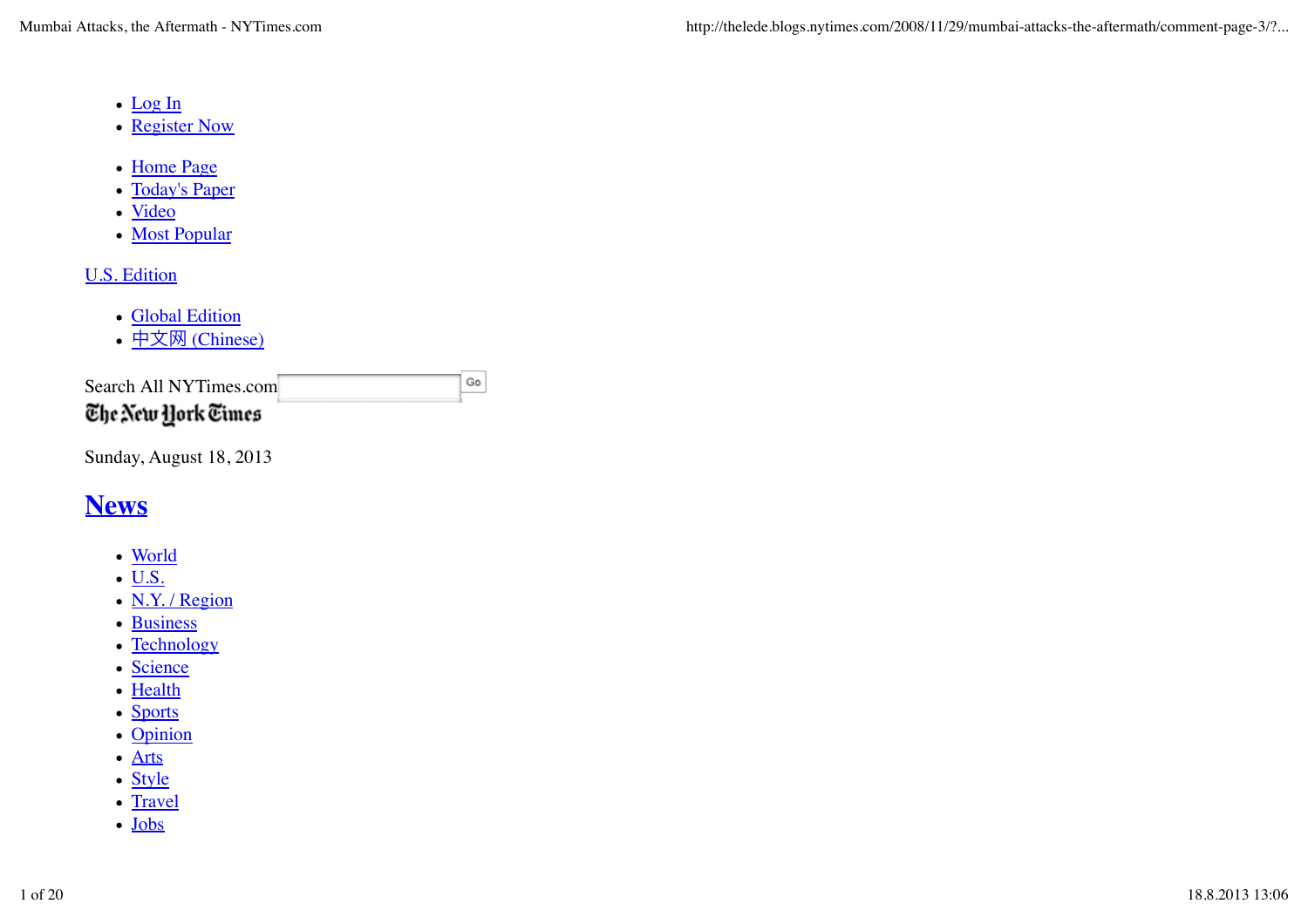- Log In
- Register Now

- Home Page
- Today's Paper
- Video
- Most Popular

U.S. Edition

- Global Edition
- 中文网 (Chinese)

Search All NYTimes.com

The New York Times

Sunday, August 18, 2013

## News

- World
- U.S.
- N.Y. / Region
- Business
- Technology
- Science
- Health
- Sports
- Opinion
- Arts
- Style
- Travel
- Jobs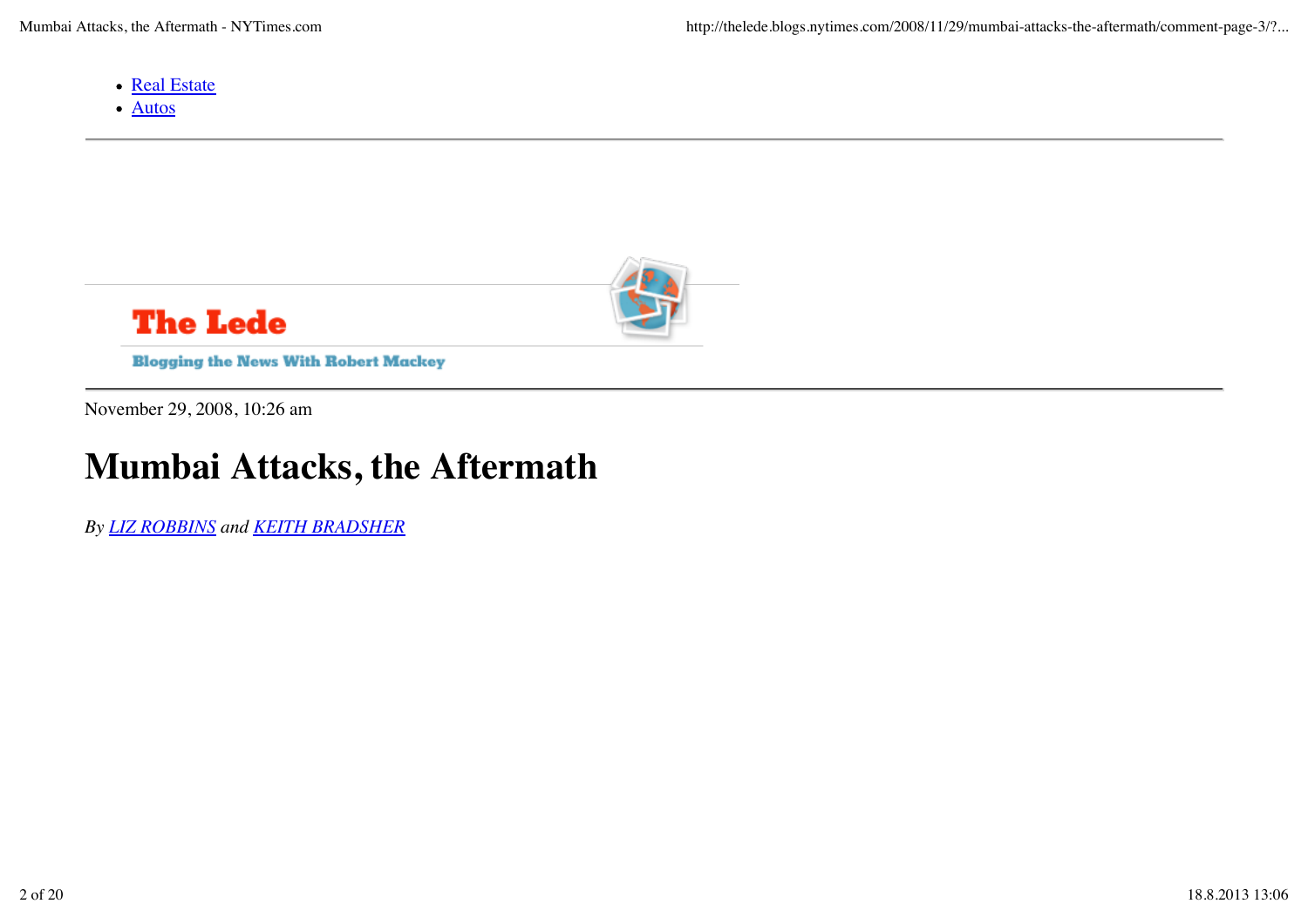- Real Estate
- Autos

The Lede

Blogging the News With Robert Mackey

November 29, 2008, 10:26 am

# Mumbai Attacks, the Aftermath

*By LIZ ROBBINS and KEITH BRADSHER*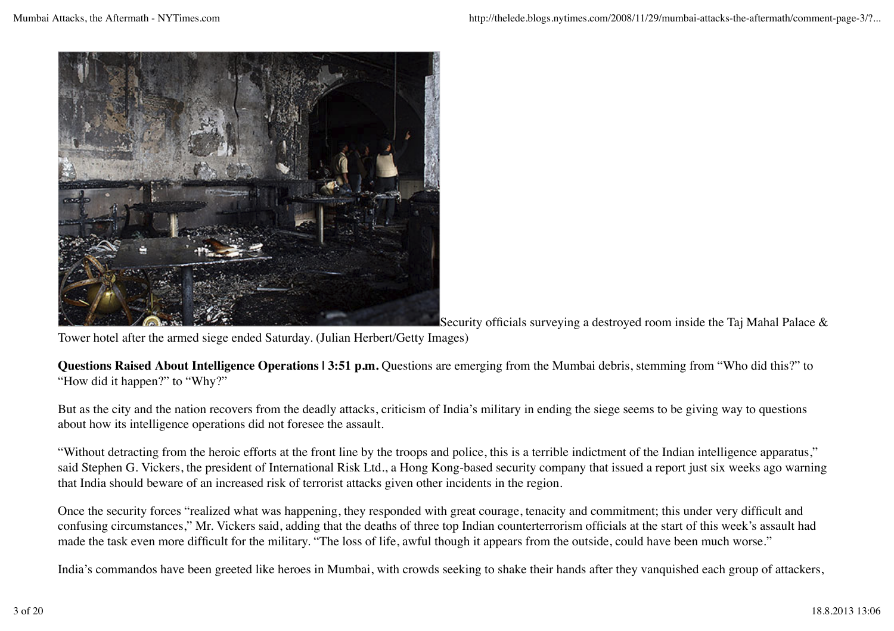Security officials surveying a destroyed room inside the Taj Mahal Palace & Tower hotel after the armed siege ended Saturday. (Julian Herbert/Getty Images)

**Questions Raised About Intelligence Operations | 3:51 p.m.** Questions are emerging from the Mumbai debris, stemming from "Who did this?" to "How did it happen?" to "Why?"

But as the city and the nation recovers from the deadly attacks, criticism of India's military in ending the siege seems to be giving way to questions about how its intelligence operations did not foresee the assault.

"Without detracting from the heroic efforts at the front line by the troops and police, this is a terrible indictment of the Indian intelligence apparatus," said Stephen G. Vickers, the president of International Risk Ltd., a Hong Kong-based security company that issued a report just six weeks ago warning that India should beware of an increased risk of terrorist attacks given other incidents in the region.

Once the security forces "realized what was happening, they responded with great courage, tenacity and commitment; this under very difficult and confusing circumstances," Mr. Vickers said, adding that the deaths of three top Indian counterterrorism officials at the start of this week's assault had made the task even more difficult for the military. "The loss of life, awful though it appears from the outside, could have been much worse."

India's commandos have been greeted like heroes in Mumbai, with crowds seeking to shake their hands after they vanquished each group of attackers,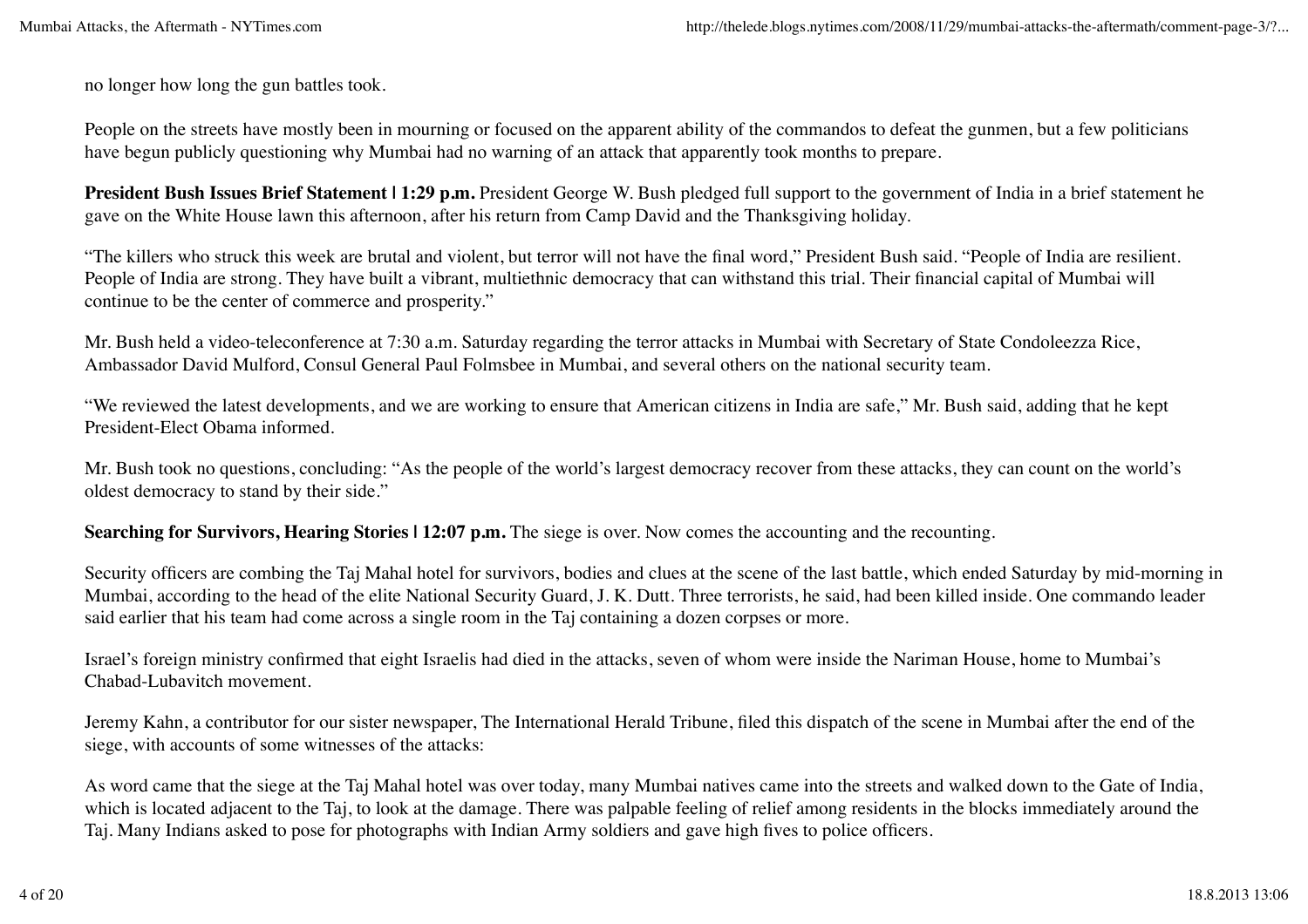no longer how long the gun battles took.

People on the streets have mostly been in mourning or focused on the apparent ability of the commandos to defeat the gunmen, but a few politicians have begun publicly questioning why Mumbai had no warning of an attack that apparently took months to prepare.

**President Bush Issues Brief Statement | 1:29 p.m.** President George W. Bush pledged full support to the government of India in a brief statement he gave on the White House lawn this afternoon, after his return from Camp David and the Thanksgiving holiday.

"The killers who struck this week are brutal and violent, but terror will not have the final word," President Bush said. "People of India are resilient. People of India are strong. They have built a vibrant, multiethnic democracy that can withstand this trial. Their financial capital of Mumbai will continue to be the center of commerce and prosperity."

Mr. Bush held a video-teleconference at 7:30 a.m. Saturday regarding the terror attacks in Mumbai with Secretary of State Condoleezza Rice, Ambassador David Mulford, Consul General Paul Folmsbee in Mumbai, and several others on the national security team.

"We reviewed the latest developments, and we are working to ensure that American citizens in India are safe," Mr. Bush said, adding that he kept President-Elect Obama informed.

Mr. Bush took no questions, concluding: "As the people of the world's largest democracy recover from these attacks, they can count on the world's oldest democracy to stand by their side."

**Searching for Survivors, Hearing Stories | 12:07 p.m.** The siege is over. Now comes the accounting and the recounting.

Security officers are combing the Taj Mahal hotel for survivors, bodies and clues at the scene of the last battle, which ended Saturday by mid-morning in Mumbai, according to the head of the elite National Security Guard, J. K. Dutt. Three terrorists, he said, had been killed inside. One commando leader said earlier that his team had come across a single room in the Taj containing a dozen corpses or more.

Israel's foreign ministry confirmed that eight Israelis had died in the attacks, seven of whom were inside the Nariman House, home to Mumbai's Chabad-Lubavitch movement.

Jeremy Kahn, a contributor for our sister newspaper, The International Herald Tribune, filed this dispatch of the scene in Mumbai after the end of the siege, with accounts of some witnesses of the attacks:

As word came that the siege at the Taj Mahal hotel was over today, many Mumbai natives came into the streets and walked down to the Gate of India, which is located adjacent to the Taj, to look at the damage. There was palpable feeling of relief among residents in the blocks immediately around the Taj. Many Indians asked to pose for photographs with Indian Army soldiers and gave high fives to police officers.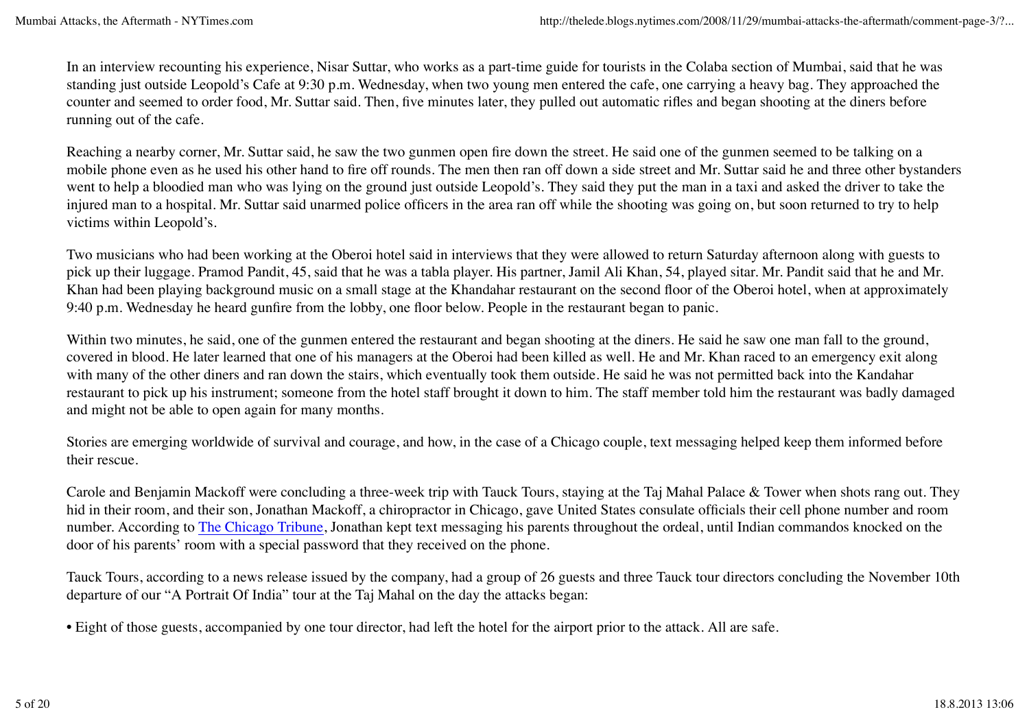In an interview recounting his experience, Nisar Suttar, who works as a part-time guide for tourists in the Colaba section of Mumbai, said that he was standing just outside Leopold's Cafe at 9:30 p.m. Wednesday, when two young men entered the cafe, one carrying a heavy bag. They approached the counter and seemed to order food, Mr. Suttar said. Then, five minutes later, they pulled out automatic rifles and began shooting at the diners before running out of the cafe.

Reaching a nearby corner, Mr. Suttar said, he saw the two gunmen open fire down the street. He said one of the gunmen seemed to be talking on a mobile phone even as he used his other hand to fire off rounds. The men then ran off down a side street and Mr. Suttar said he and three other bystanders went to help a bloodied man who was lying on the ground just outside Leopold's. They said they put the man in a taxi and asked the driver to take the injured man to a hospital. Mr. Suttar said unarmed police officers in the area ran off while the shooting was going on, but soon returned to try to help victims within Leopold's.

Two musicians who had been working at the Oberoi hotel said in interviews that they were allowed to return Saturday afternoon along with guests to pick up their luggage. Pramod Pandit, 45, said that he was a tabla player. His partner, Jamil Ali Khan, 54, played sitar. Mr. Pandit said that he and Mr. Khan had been playing background music on a small stage at the Khandahar restaurant on the second floor of the Oberoi hotel, when at approximately 9:40 p.m. Wednesday he heard gunfire from the lobby, one floor below. People in the restaurant began to panic.

Within two minutes, he said, one of the gunmen entered the restaurant and began shooting at the diners. He said he saw one man fall to the ground, covered in blood. He later learned that one of his managers at the Oberoi had been killed as well. He and Mr. Khan raced to an emergency exit along with many of the other diners and ran down the stairs, which eventually took them outside. He said he was not permitted back into the Kandahar restaurant to pick up his instrument; someone from the hotel staff brought it down to him. The staff member told him the restaurant was badly damaged and might not be able to open again for many months.

Stories are emerging worldwide of survival and courage, and how, in the case of a Chicago couple, text messaging helped keep them informed before their rescue.

Carole and Benjamin Mackoff were concluding a three-week trip with Tauck Tours, staying at the Taj Mahal Palace & Tower when shots rang out. They hid in their room, and their son, Jonathan Mackoff, a chiropractor in Chicago, gave United States consulate officials their cell phone number and room number. According to The Chicago Tribune, Jonathan kept text messaging his parents throughout the ordeal, until Indian commandos knocked on the door of his parents' room with a special password that they received on the phone.

Tauck Tours, according to a news release issued by the company, had a group of 26 guests and three Tauck tour directors concluding the November 10th departure of our "A Portrait Of India" tour at the Taj Mahal on the day the attacks began:

- Eight of those guests, accompanied by one tour director, had left the hotel for the airport prior to the attack. All are safe.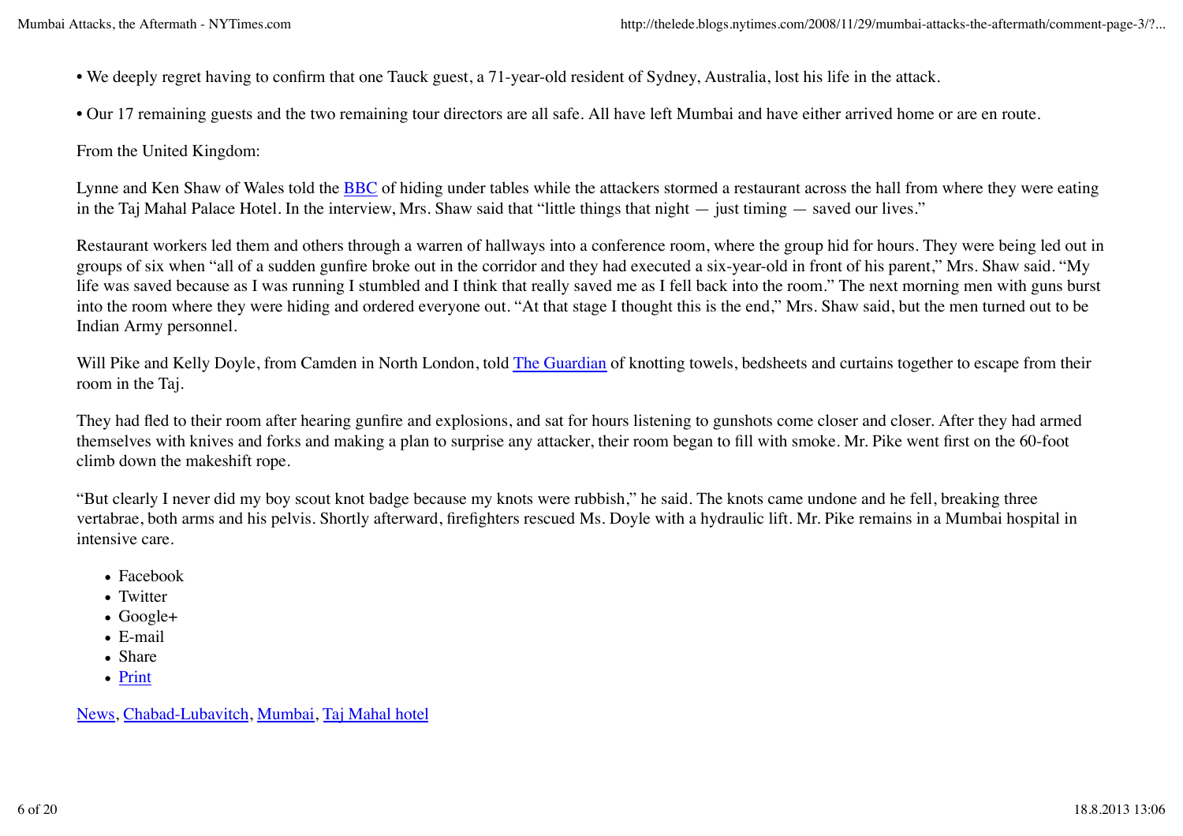• We deeply regret having to confirm that one Tauck guest, a 71-year-old resident of Sydney, Australia, lost his life in the attack.

• Our 17 remaining guests and the two remaining tour directors are all safe. All have left Mumbai and have either arrived home or are en route.

From the United Kingdom:

Lynne and Ken Shaw of Wales told the BBC of hiding under tables while the attackers stormed a restaurant across the hall from where they were eating in the Taj Mahal Palace Hotel. In the interview, Mrs. Shaw said that “little things that night — just timing — saved our lives.”

Restaurant workers led them and others through a warren of hallways into a conference room, where the group hid for hours. They were being led out in groups of six when “all of a sudden gunfire broke out in the corridor and they had executed a six-year-old in front of his parent,” Mrs. Shaw said. “My life was saved because as I was running I stumbled and I think that really saved me as I fell back into the room.” The next morning men with guns burst into the room where they were hiding and ordered everyone out. “At that stage I thought this is the end,” Mrs. Shaw said, but the men turned out to be Indian Army personnel.

Will Pike and Kelly Doyle, from Camden in North London, told The Guardian of knotting towels, bedsheets and curtains together to escape from their room in the Taj.

They had fled to their room after hearing gunfire and explosions, and sat for hours listening to gunshots come closer and closer. After they had armed themselves with knives and forks and making a plan to surprise any attacker, their room began to fill with smoke. Mr. Pike went first on the 60-foot climb down the makeshift rope.

“But clearly I never did my boy scout knot badge because my knots were rubbish,” he said. The knots came undone and he fell, breaking three vertabrae, both arms and his pelvis. Shortly afterward, firefighters rescued Ms. Doyle with a hydraulic lift. Mr. Pike remains in a Mumbai hospital in intensive care.

- Facebook
- Twitter
- Google+
- E-mail
- Share
- Print

News, Chabad-Lubavitch, Mumbai, Taj Mahal hotel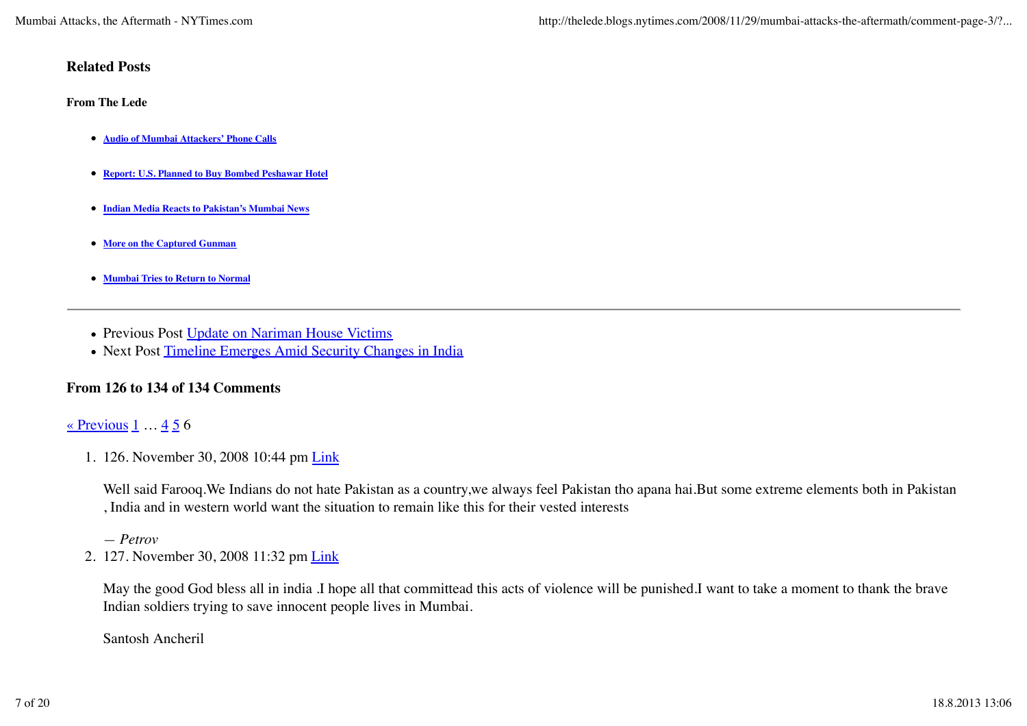### Related Posts

**From The Lede**

- **Audio of Mumbai Attackers' Phone Calls**
- **Report: U.S. Planned to Buy Bombed Peshawar Hotel**
- **Indian Media Reacts to Pakistan's Mumbai News**
- **More on the Captured Gunman**
- **Mumbai Tries to Return to Normal**

---

- Previous Post Update on Nariman House Victims
- Next Post Timeline Emerges Amid Security Changes in India

### From 126 to 134 of 134 Comments

« Previous 1 … 4 5 6

1. 126. November 30, 2008 10:44 pm Link

   Well said Farooq.We Indians do not hate Pakistan as a country,we always feel Pakistan tho apana hai.But some extreme elements both in Pakistan , India and in western world want the situation to remain like this for their vested interests

   *— Petrov*

2. 127. November 30, 2008 11:32 pm Link

   May the good God bless all in india .I hope all that committead this acts of violence will be punished.I want to take a moment to thank the brave Indian soldiers trying to save innocent people lives in Mumbai.

   Santosh Ancheril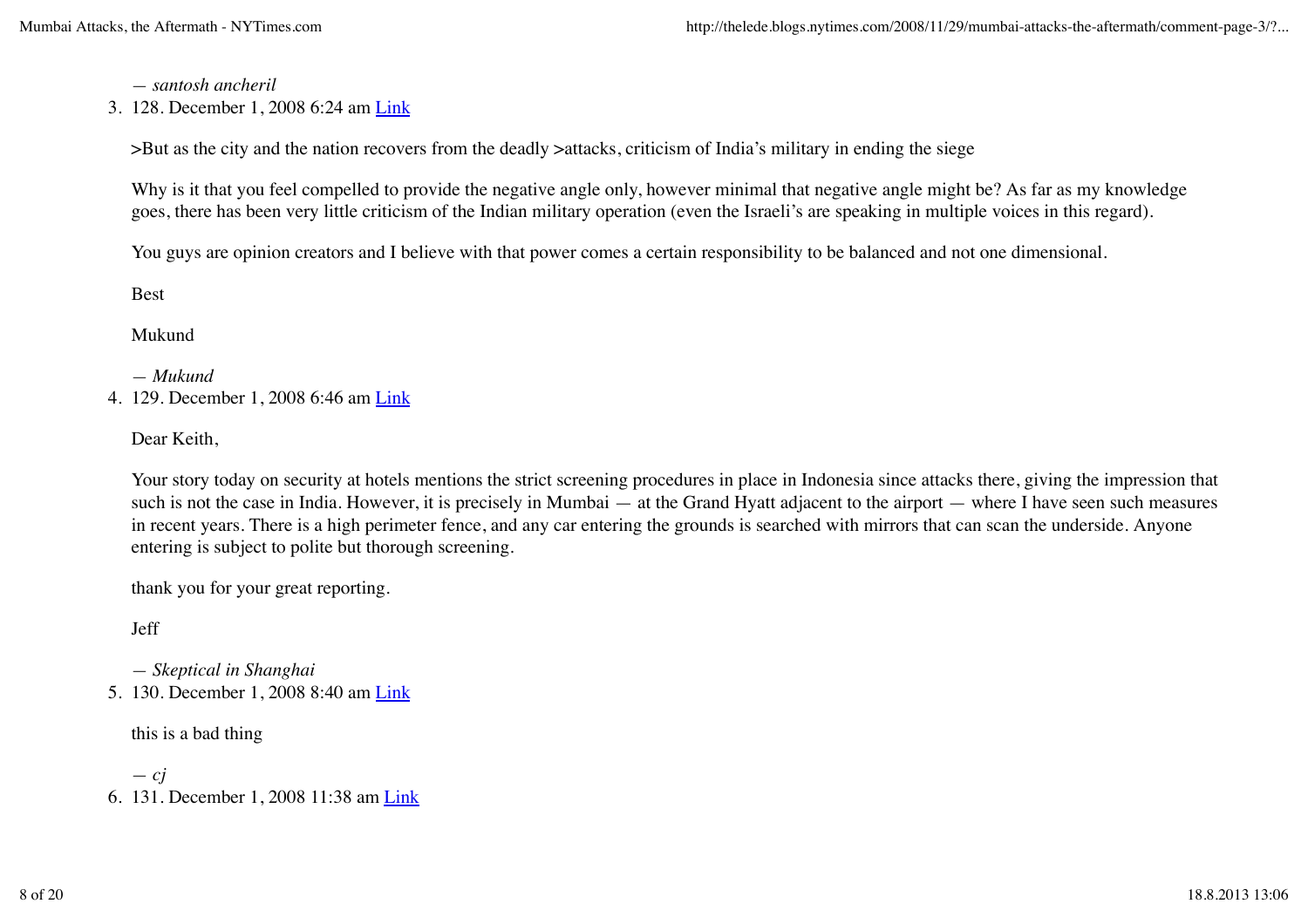— *santosh ancheril*

3. 128. December 1, 2008 6:24 am [Link]

   >But as the city and the nation recovers from the deadly >attacks, criticism of India's military in ending the siege

   Why is it that you feel compelled to provide the negative angle only, however minimal that negative angle might be? As far as my knowledge goes, there has been very little criticism of the Indian military operation (even the Israeli's are speaking in multiple voices in this regard).

   You guys are opinion creators and I believe with that power comes a certain responsibility to be balanced and not one dimensional.

   Best

   Mukund

   — *Mukund*

4. 129. December 1, 2008 6:46 am [Link]

   Dear Keith,

   Your story today on security at hotels mentions the strict screening procedures in place in Indonesia since attacks there, giving the impression that such is not the case in India. However, it is precisely in Mumbai — at the Grand Hyatt adjacent to the airport — where I have seen such measures in recent years. There is a high perimeter fence, and any car entering the grounds is searched with mirrors that can scan the underside. Anyone entering is subject to polite but thorough screening.

   thank you for your great reporting.

   Jeff

   — *Skeptical in Shanghai*

5. 130. December 1, 2008 8:40 am [Link]

   this is a bad thing

   — *cj*

6. 131. December 1, 2008 11:38 am [Link]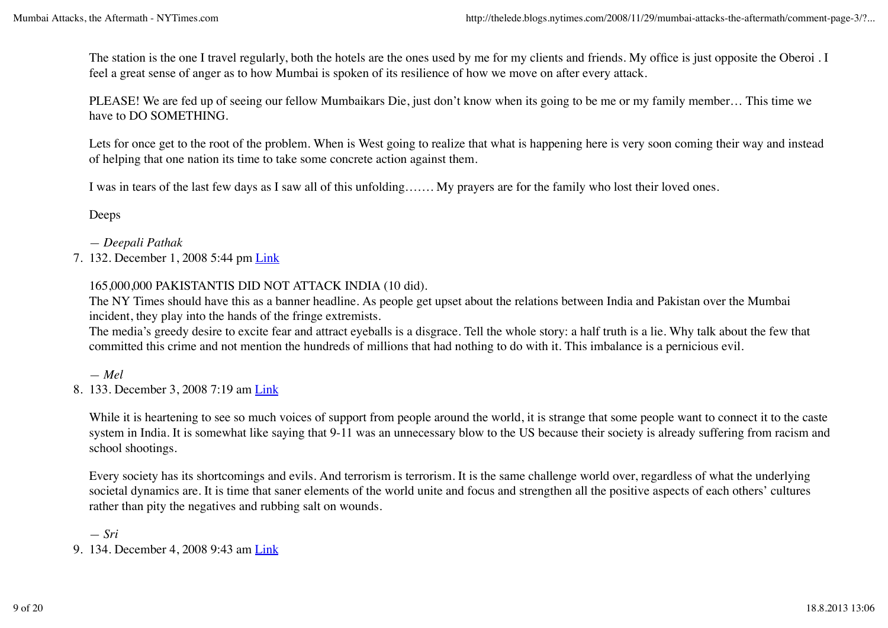The station is the one I travel regularly, both the hotels are the ones used by me for my clients and friends. My office is just opposite the Oberoi . I feel a great sense of anger as to how Mumbai is spoken of its resilience of how we move on after every attack.

PLEASE! We are fed up of seeing our fellow Mumbaikars Die, just don't know when its going to be me or my family member… This time we have to DO SOMETHING.

Lets for once get to the root of the problem. When is West going to realize that what is happening here is very soon coming their way and instead of helping that one nation its time to take some concrete action against them.

I was in tears of the last few days as I saw all of this unfolding……. My prayers are for the family who lost their loved ones.

Deeps

*— Deepali Pathak*

7. 132. December 1, 2008 5:44 pm Link

165,000,000 PAKISTANTIS DID NOT ATTACK INDIA (10 did).
The NY Times should have this as a banner headline. As people get upset about the relations between India and Pakistan over the Mumbai incident, they play into the hands of the fringe extremists.
The media's greedy desire to excite fear and attract eyeballs is a disgrace. Tell the whole story: a half truth is a lie. Why talk about the few that committed this crime and not mention the hundreds of millions that had nothing to do with it. This imbalance is a pernicious evil.

*— Mel*

8. 133. December 3, 2008 7:19 am Link

While it is heartening to see so much voices of support from people around the world, it is strange that some people want to connect it to the caste system in India. It is somewhat like saying that 9-11 was an unnecessary blow to the US because their society is already suffering from racism and school shootings.

Every society has its shortcomings and evils. And terrorism is terrorism. It is the same challenge world over, regardless of what the underlying societal dynamics are. It is time that saner elements of the world unite and focus and strengthen all the positive aspects of each others' cultures rather than pity the negatives and rubbing salt on wounds.

*— Sri*

9. 134. December 4, 2008 9:43 am Link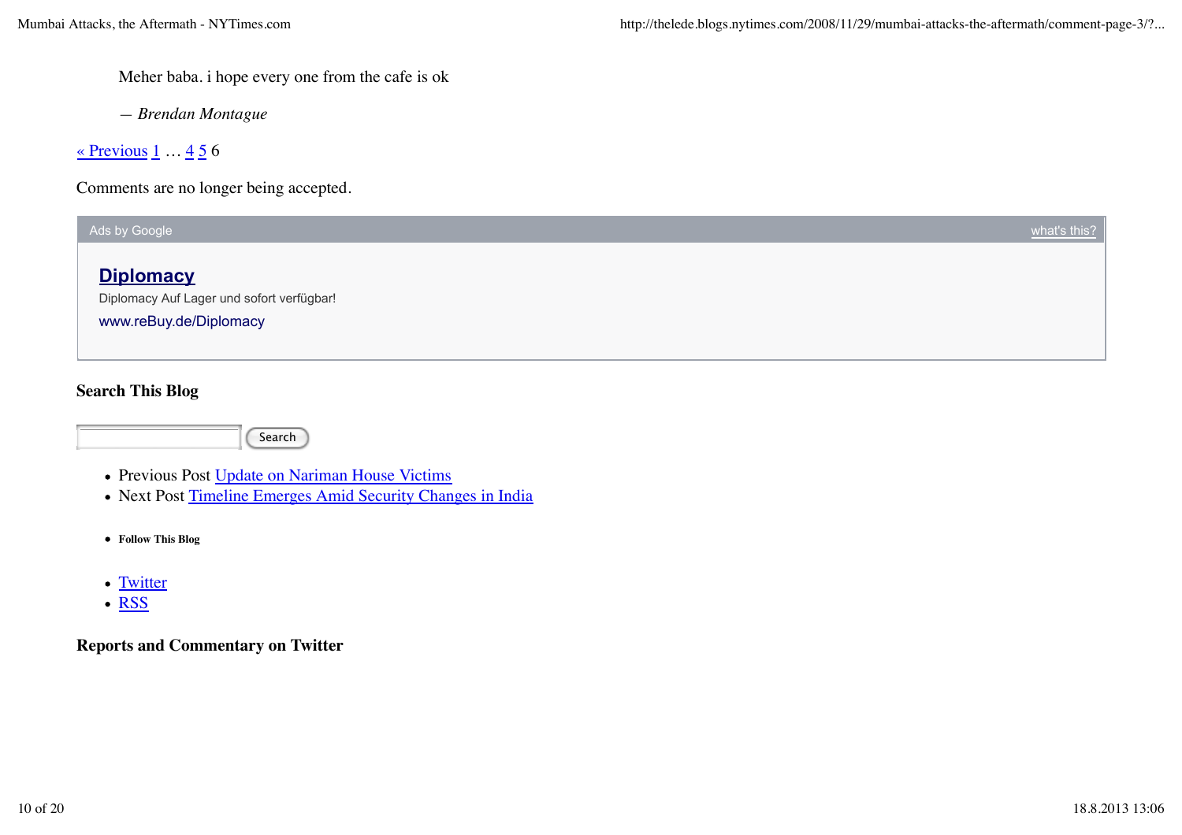Meher baba. i hope every one from the cafe is ok

— *Brendan Montague*

« Previous 1 … 4 5 6

Comments are no longer being accepted.

Ads by Google what's this?

**Diplomacy**

Diplomacy Auf Lager und sofort verfügbar!

www.reBuy.de/Diplomacy

### Search This Blog

Search

- Previous Post Update on Nariman House Victims
- Next Post Timeline Emerges Amid Security Changes in India

- **Follow This Blog**

- Twitter
- RSS

### Reports and Commentary on Twitter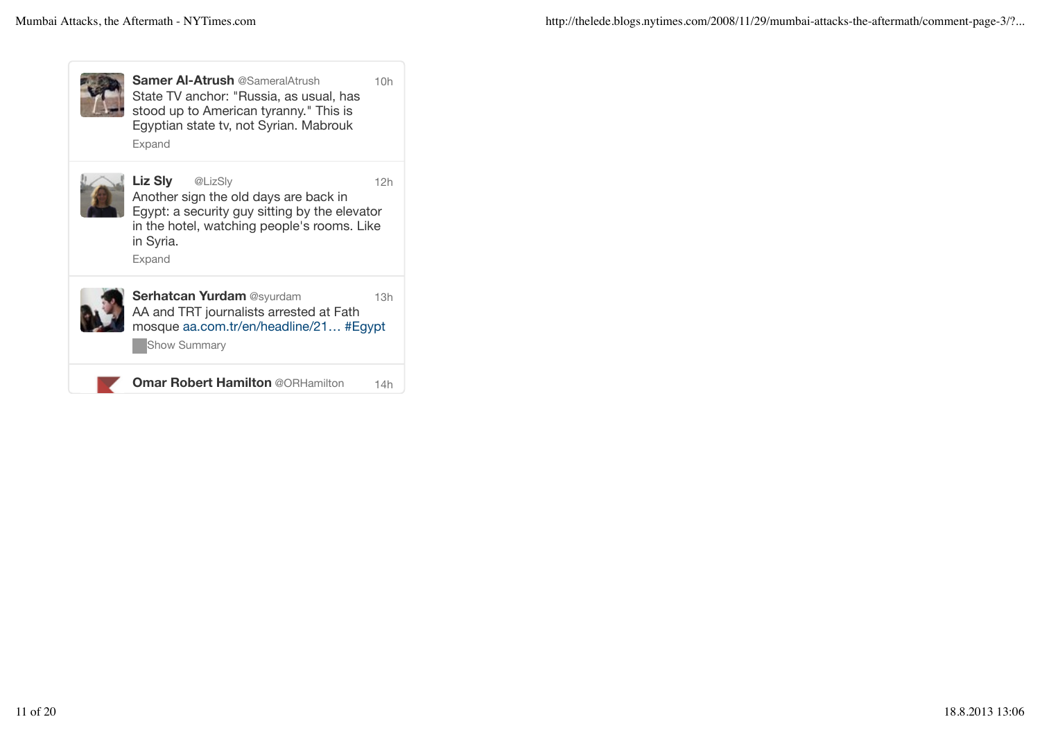**Samer Al-Atrush** @SameralAtrush 10h

State TV anchor: "Russia, as usual, has stood up to American tyranny." This is Egyptian state tv, not Syrian. Mabrouk

Expand

---

**Liz Sly** @LizSly 12h

Another sign the old days are back in Egypt: a security guy sitting by the elevator in the hotel, watching people's rooms. Like in Syria.

Expand

---

**Serhatcan Yurdam** @syurdam 13h

AA and TRT journalists arrested at Fath mosque aa.com.tr/en/headline/21… #Egypt

Show Summary

---

**Omar Robert Hamilton** @ORHamilton 14h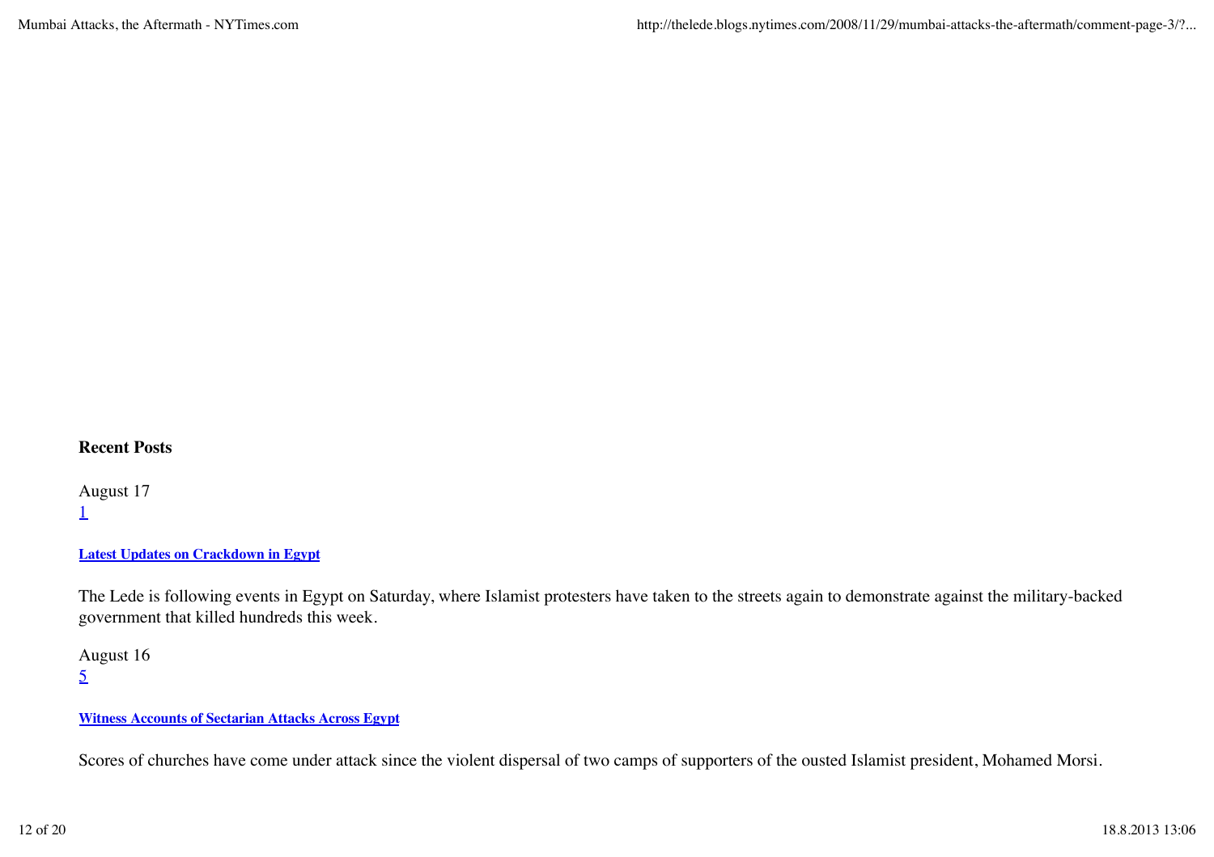### Recent Posts

August 17
1

**Latest Updates on Crackdown in Egypt**

The Lede is following events in Egypt on Saturday, where Islamist protesters have taken to the streets again to demonstrate against the military-backed government that killed hundreds this week.

August 16
5

**Witness Accounts of Sectarian Attacks Across Egypt**

Scores of churches have come under attack since the violent dispersal of two camps of supporters of the ousted Islamist president, Mohamed Morsi.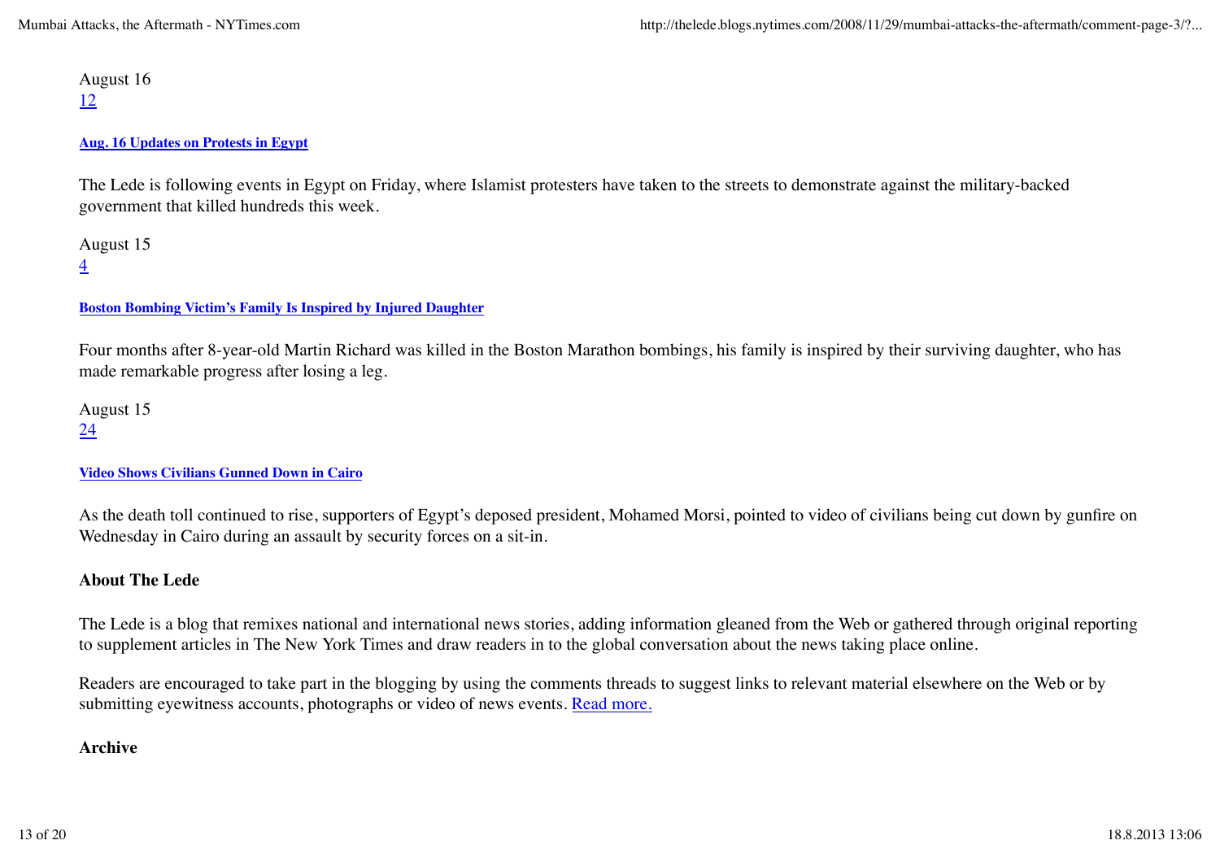August 16
[12]

**[Aug. 16 Updates on Protests in Egypt]**

The Lede is following events in Egypt on Friday, where Islamist protesters have taken to the streets to demonstrate against the military-backed government that killed hundreds this week.

August 15
[4]

**[Boston Bombing Victim's Family Is Inspired by Injured Daughter]**

Four months after 8-year-old Martin Richard was killed in the Boston Marathon bombings, his family is inspired by their surviving daughter, who has made remarkable progress after losing a leg.

August 15
[24]

**[Video Shows Civilians Gunned Down in Cairo]**

As the death toll continued to rise, supporters of Egypt's deposed president, Mohamed Morsi, pointed to video of civilians being cut down by gunfire on Wednesday in Cairo during an assault by security forces on a sit-in.

### About The Lede

The Lede is a blog that remixes national and international news stories, adding information gleaned from the Web or gathered through original reporting to supplement articles in The New York Times and draw readers in to the global conversation about the news taking place online.

Readers are encouraged to take part in the blogging by using the comments threads to suggest links to relevant material elsewhere on the Web or by submitting eyewitness accounts, photographs or video of news events. [Read more.]

### Archive